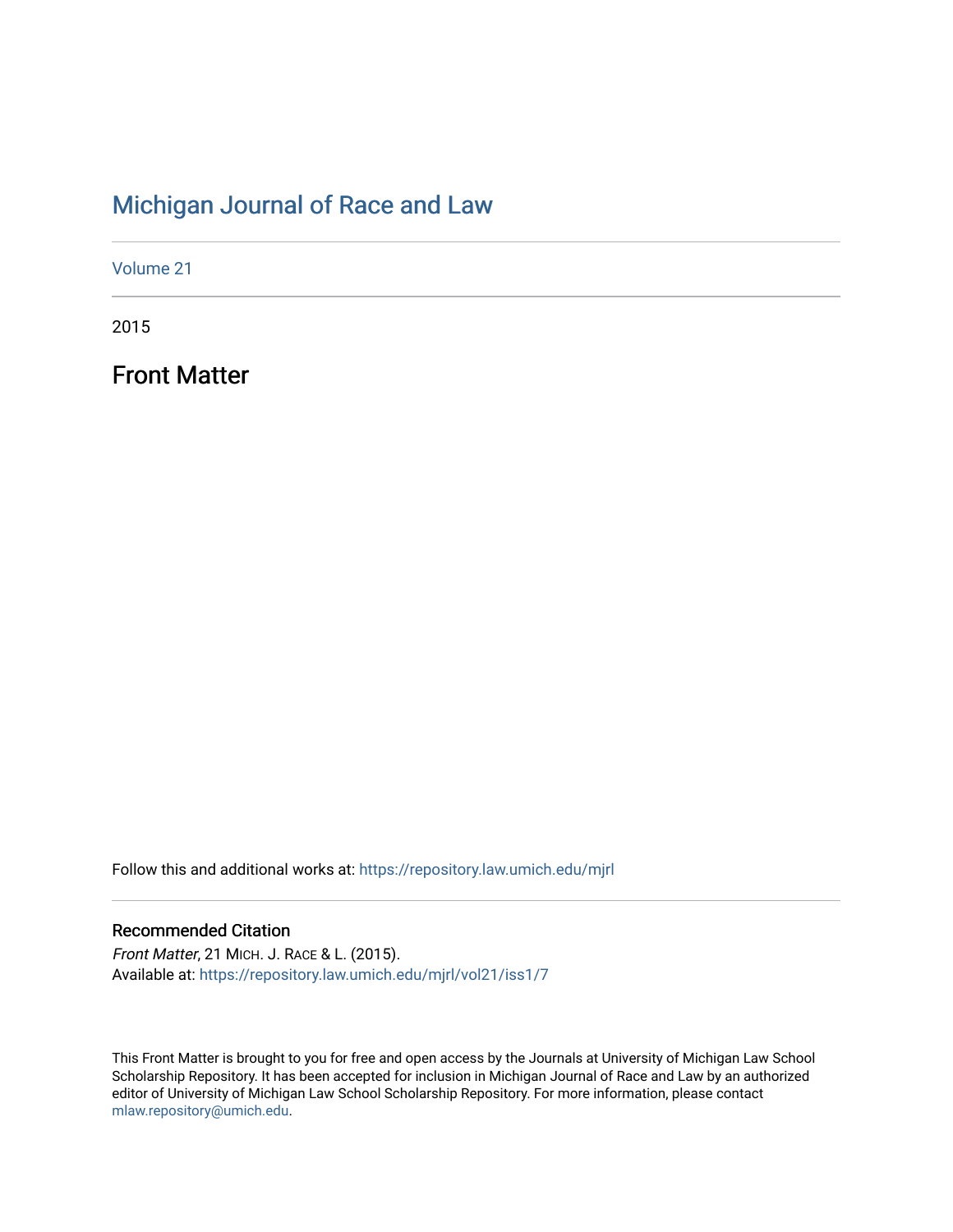# Michigan Journal of Race and Law

Volume 21

2015

## Front Matter

Follow this and additional works at: https://repository.law.umich.edu/mjrl

### Recommended Citation

*Front Matter*, 21 MICH. J. RACE & L. (2015).
Available at: https://repository.law.umich.edu/mjrl/vol21/iss1/7

This Front Matter is brought to you for free and open access by the Journals at University of Michigan Law School Scholarship Repository. It has been accepted for inclusion in Michigan Journal of Race and Law by an authorized editor of University of Michigan Law School Scholarship Repository. For more information, please contact mlaw.repository@umich.edu.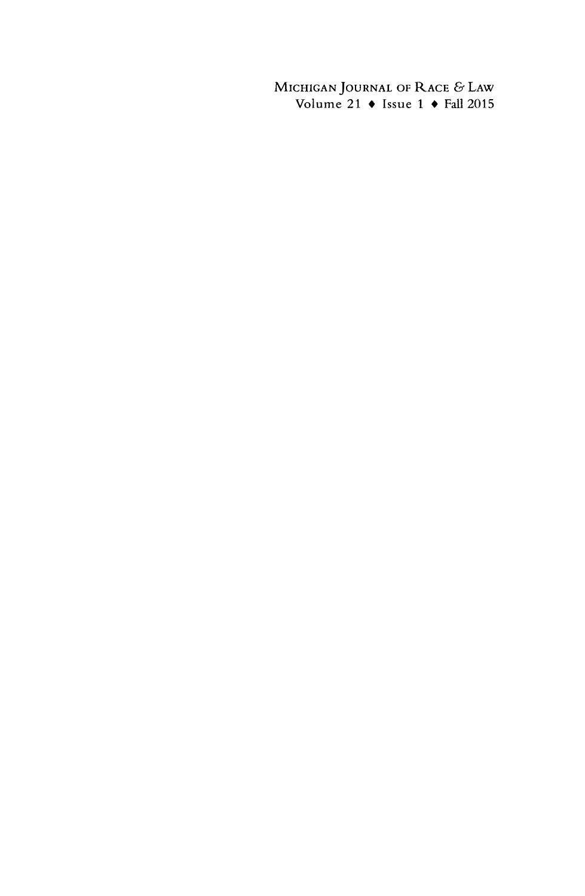Michigan Journal of Race & Law
Volume 21 ♦ Issue 1 ♦ Fall 2015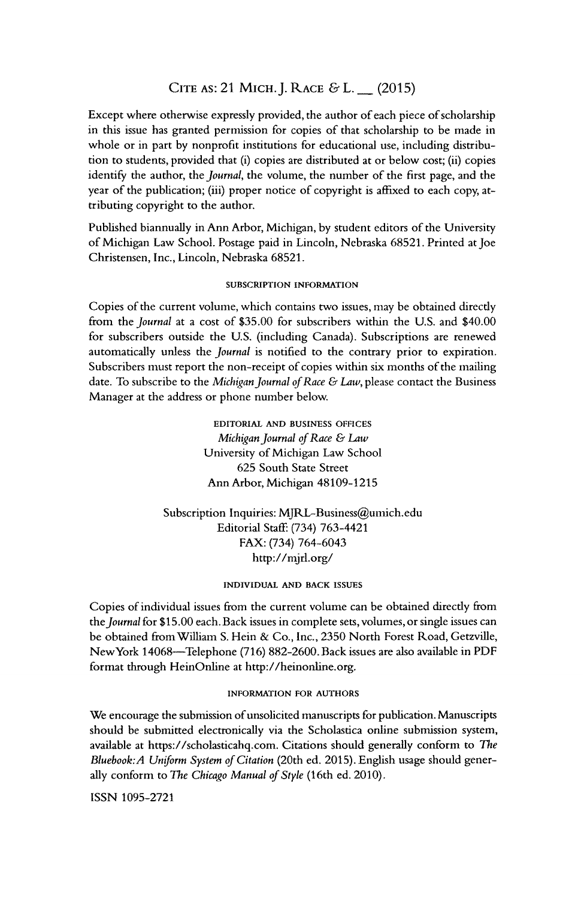Cite as: 21 Mich. J. Race & L. __ (2015)

Except where otherwise expressly provided, the author of each piece of scholarship in this issue has granted permission for copies of that scholarship to be made in whole or in part by nonprofit institutions for educational use, including distribution to students, provided that (i) copies are distributed at or below cost; (ii) copies identify the author, the *Journal*, the volume, the number of the first page, and the year of the publication; (iii) proper notice of copyright is affixed to each copy, attributing copyright to the author.

Published biannually in Ann Arbor, Michigan, by student editors of the University of Michigan Law School. Postage paid in Lincoln, Nebraska 68521. Printed at Joe Christensen, Inc., Lincoln, Nebraska 68521.

###### SUBSCRIPTION INFORMATION

Copies of the current volume, which contains two issues, may be obtained directly from the *Journal* at a cost of $35.00 for subscribers within the U.S. and $40.00 for subscribers outside the U.S. (including Canada). Subscriptions are renewed automatically unless the *Journal* is notified to the contrary prior to expiration. Subscribers must report the non-receipt of copies within six months of the mailing date. To subscribe to the *Michigan Journal of Race & Law*, please contact the Business Manager at the address or phone number below.

###### EDITORIAL AND BUSINESS OFFICES

*Michigan Journal of Race & Law*
University of Michigan Law School
625 South State Street
Ann Arbor, Michigan 48109-1215

Subscription Inquiries: MJRL-Business@umich.edu
Editorial Staff: (734) 763-4421
FAX: (734) 764-6043
http://mjrl.org/

###### INDIVIDUAL AND BACK ISSUES

Copies of individual issues from the current volume can be obtained directly from the *Journal* for $15.00 each. Back issues in complete sets, volumes, or single issues can be obtained from William S. Hein & Co., Inc., 2350 North Forest Road, Getzville, New York 14068—Telephone (716) 882-2600. Back issues are also available in PDF format through HeinOnline at http://heinonline.org.

###### INFORMATION FOR AUTHORS

We encourage the submission of unsolicited manuscripts for publication. Manuscripts should be submitted electronically via the Scholastica online submission system, available at https://scholasticahq.com. Citations should generally conform to *The Bluebook: A Uniform System of Citation* (20th ed. 2015). English usage should generally conform to *The Chicago Manual of Style* (16th ed. 2010).

ISSN 1095-2721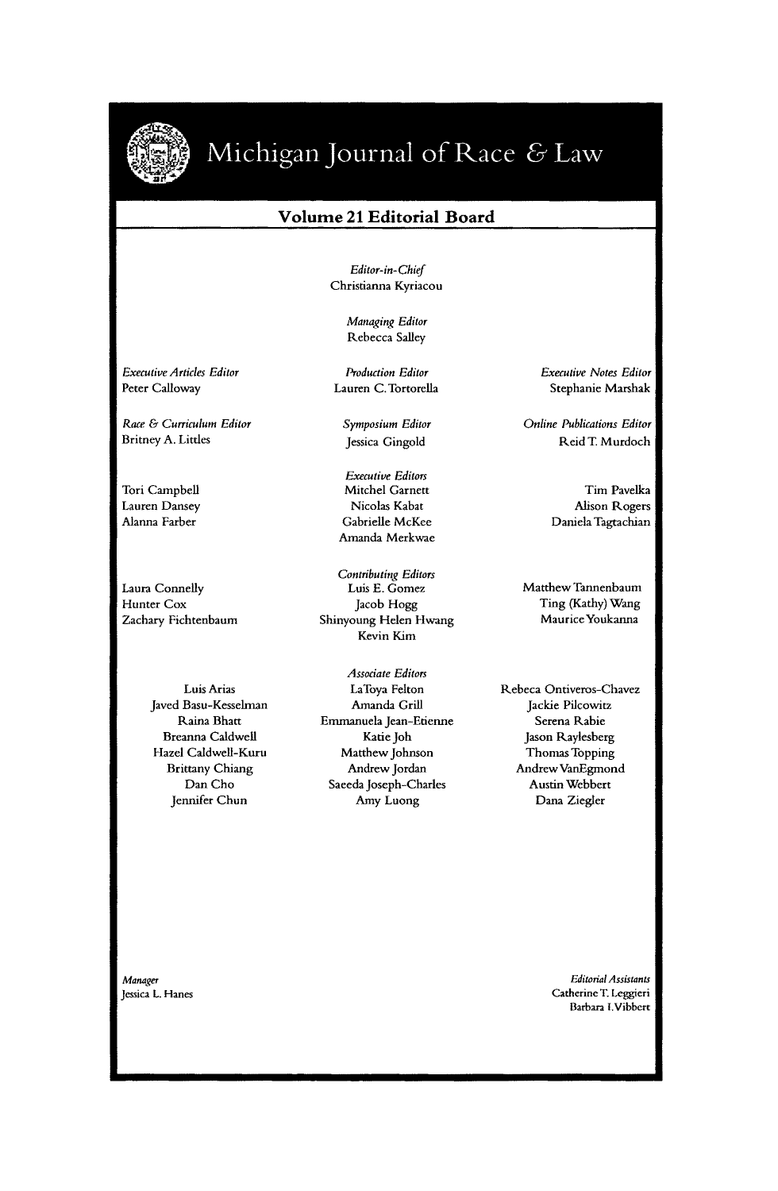# Michigan Journal of Race & Law

## Volume 21 Editorial Board

*Editor-in-Chief*
Christianna Kyriacou

*Managing Editor*
Rebecca Salley

*Executive Articles Editor*
Peter Calloway

*Production Editor*
Lauren C. Tortorella

*Executive Notes Editor*
Stephanie Marshak

*Race & Curriculum Editor*
Britney A. Littles

*Symposium Editor*
Jessica Gingold

*Online Publications Editor*
Reid T. Murdoch

*Executive Editors*
Tori Campbell
Lauren Dansey
Alanna Farber
Mitchel Garnett
Nicolas Kabat
Gabrielle McKee
Amanda Merkwae
Tim Pavelka
Alison Rogers
Daniela Tagtachian

*Contributing Editors*
Laura Connelly
Hunter Cox
Zachary Fichtenbaum
Luis E. Gomez
Jacob Hogg
Shinyoung Helen Hwang
Kevin Kim
Matthew Tannenbaum
Ting (Kathy) Wang
Maurice Youkanna

*Associate Editors*
Luis Arias
Javed Basu-Kesselman
Raina Bhatt
Breanna Caldwell
Hazel Caldwell-Kuru
Brittany Chiang
Dan Cho
Jennifer Chun
LaToya Felton
Amanda Grill
Emmanuela Jean-Etienne
Katie Joh
Matthew Johnson
Andrew Jordan
Saeeda Joseph-Charles
Amy Luong
Rebeca Ontiveros-Chavez
Jackie Pilcowitz
Serena Rabie
Jason Raylesberg
Thomas Topping
Andrew VanEgmond
Austin Webbert
Dana Ziegler

*Manager*
Jessica L. Hanes

*Editorial Assistants*
Catherine T. Leggieri
Barbara I. Vibbert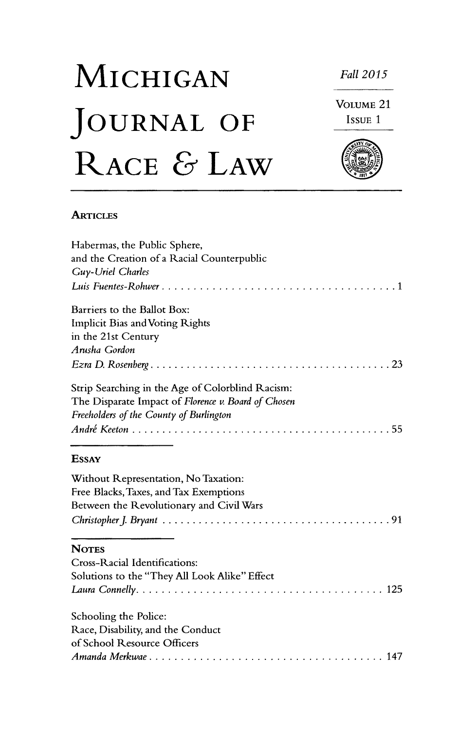# MICHIGAN JOURNAL OF RACE & LAW

Fall 2015

VOLUME 21
ISSUE 1

## ARTICLES

Habermas, the Public Sphere, and the Creation of a Racial Counterpublic
*Guy-Uriel Charles*
*Luis Fuentes-Rohwer* . . . . . . . . . . . . . . . . . . . . . . . . . . . . . . . . . . . . . 1

Barriers to the Ballot Box: Implicit Bias and Voting Rights in the 21st Century
*Arusha Gordon*
*Ezra D. Rosenberg* . . . . . . . . . . . . . . . . . . . . . . . . . . . . . . . . . . . . . 23

Strip Searching in the Age of Colorblind Racism: The Disparate Impact of *Florence v. Board of Chosen Freeholders of the County of Burlington*
*André Keeton* . . . . . . . . . . . . . . . . . . . . . . . . . . . . . . . . . . . . . . . 55

## ESSAY

Without Representation, No Taxation: Free Blacks, Taxes, and Tax Exemptions Between the Revolutionary and Civil Wars
*Christopher J. Bryant* . . . . . . . . . . . . . . . . . . . . . . . . . . . . . . . . . . . 91

## NOTES

Cross-Racial Identifications: Solutions to the "They All Look Alike" Effect
*Laura Connelly* . . . . . . . . . . . . . . . . . . . . . . . . . . . . . . . . . . . . . . . 125

Schooling the Police: Race, Disability, and the Conduct of School Resource Officers
*Amanda Merkwae* . . . . . . . . . . . . . . . . . . . . . . . . . . . . . . . . . . . . . 147